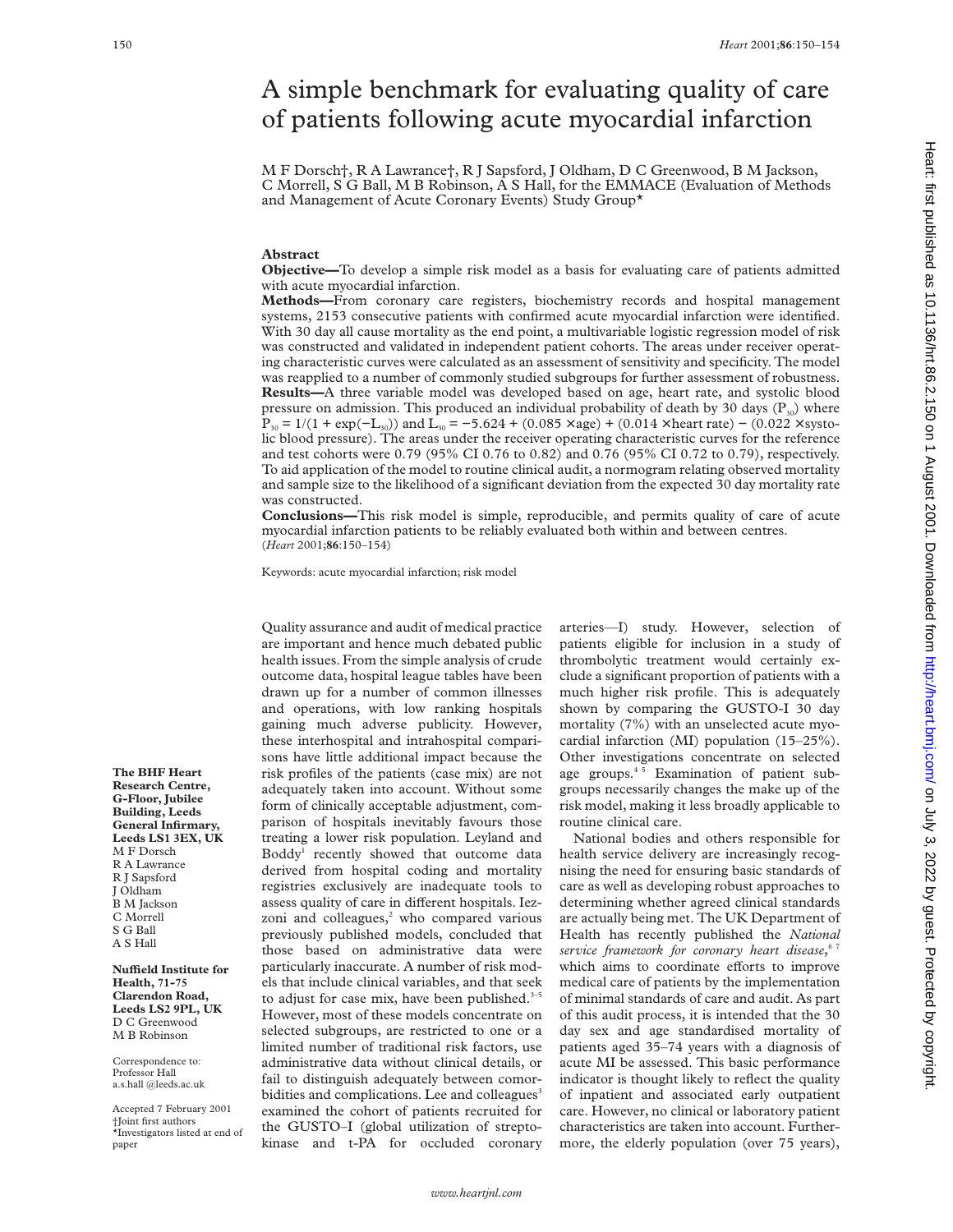# A simple benchmark for evaluating quality of care of patients following acute myocardial infarction

M F Dorsch†, R A Lawrance†, R J Sapsford, J Oldham, D C Greenwood, B M Jackson, C Morrell, S G Ball, M B Robinson, A S Hall, for the EMMACE (Evaluation of Methods and Management of Acute Coronary Events) Study Group*

## Abstract

**Objective—**To develop a simple risk model as a basis for evaluating care of patients admitted with acute myocardial infarction.

**Methods—**From coronary care registers, biochemistry records and hospital management systems, 2153 consecutive patients with confirmed acute myocardial infarction were identified. With 30 day all cause mortality as the end point, a multivariable logistic regression model of risk was constructed and validated in independent patient cohorts. The areas under receiver operating characteristic curves were calculated as an assessment of sensitivity and specificity. The model was reapplied to a number of commonly studied subgroups for further assessment of robustness.

**Results—**A three variable model was developed based on age, heart rate, and systolic blood pressure on admission. This produced an individual probability of death by 30 days ($P_{30}$) where $P_{30} = 1/(1 + \exp(-L_{30}))$ and $L_{30} = -5.624 + (0.085 \times \text{age}) + (0.014 \times \text{heart rate}) - (0.022 \times \text{systolic blood pressure})$. The areas under the receiver operating characteristic curves for the reference and test cohorts were 0.79 (95% CI 0.76 to 0.82) and 0.76 (95% CI 0.72 to 0.79), respectively. To aid application of the model to routine clinical audit, a normogram relating observed mortality and sample size to the likelihood of a significant deviation from the expected 30 day mortality rate was constructed.

**Conclusions—**This risk model is simple, reproducible, and permits quality of care of acute myocardial infarction patients to be reliably evaluated both within and between centres.

(*Heart* 2001;**86**:150–154)

Keywords: acute myocardial infarction; risk model

**The BHF Heart Research Centre, G-Floor, Jubilee Building, Leeds General Infirmary, Leeds LS1 3EX, UK**
M F Dorsch
R A Lawrance
R J Sapsford
J Oldham
B M Jackson
C Morrell
S G Ball
A S Hall

**Nuffield Institute for Health, 71-75 Clarendon Road, Leeds LS2 9PL, UK**
D C Greenwood
M B Robinson

Correspondence to: Professor Hall
a.s.hall@leeds.ac.uk

Accepted 7 February 2001

†Joint first authors

*Investigators listed at end of paper

Quality assurance and audit of medical practice are important and hence much debated public health issues. From the simple analysis of crude outcome data, hospital league tables have been drawn up for a number of common illnesses and operations, with low ranking hospitals gaining much adverse publicity. However, these interhospital and intrahospital comparisons have little additional impact because the risk profiles of the patients (case mix) are not adequately taken into account. Without some form of clinically acceptable adjustment, comparison of hospitals inevitably favours those treating a lower risk population. Leyland and Boddy[1] recently showed that outcome data derived from hospital coding and mortality registries exclusively are inadequate tools to assess quality of care in different hospitals. Iezzoni and colleagues,[2] who compared various previously published models, concluded that those based on administrative data were particularly inaccurate. A number of risk models that include clinical variables, and that seek to adjust for case mix, have been published.[3–5] However, most of these models concentrate on selected subgroups, are restricted to one or a limited number of traditional risk factors, use administrative data without clinical details, or fail to distinguish adequately between comorbidities and complications. Lee and colleagues[3] examined the cohort of patients recruited for the GUSTO–I (global utilization of streptokinase and t-PA for occluded coronary arteries—I) study. However, selection of patients eligible for inclusion in a study of thrombolytic treatment would certainly exclude a significant proportion of patients with a much higher risk profile. This is adequately shown by comparing the GUSTO-I 30 day mortality (7%) with an unselected acute myocardial infarction (MI) population (15–25%). Other investigations concentrate on selected age groups.[4 5] Examination of patient subgroups necessarily changes the make up of the risk model, making it less broadly applicable to routine clinical care.

National bodies and others responsible for health service delivery are increasingly recognising the need for ensuring basic standards of care as well as developing robust approaches to determining whether agreed clinical standards are actually being met. The UK Department of Health has recently published the *National service framework for coronary heart disease*,[6 7] which aims to coordinate efforts to improve medical care of patients by the implementation of minimal standards of care and audit. As part of this audit process, it is intended that the 30 day sex and age standardised mortality of patients aged 35–74 years with a diagnosis of acute MI be assessed. This basic performance indicator is thought likely to reflect the quality of inpatient and associated early outpatient care. However, no clinical or laboratory patient characteristics are taken into account. Furthermore, the elderly population (over 75 years),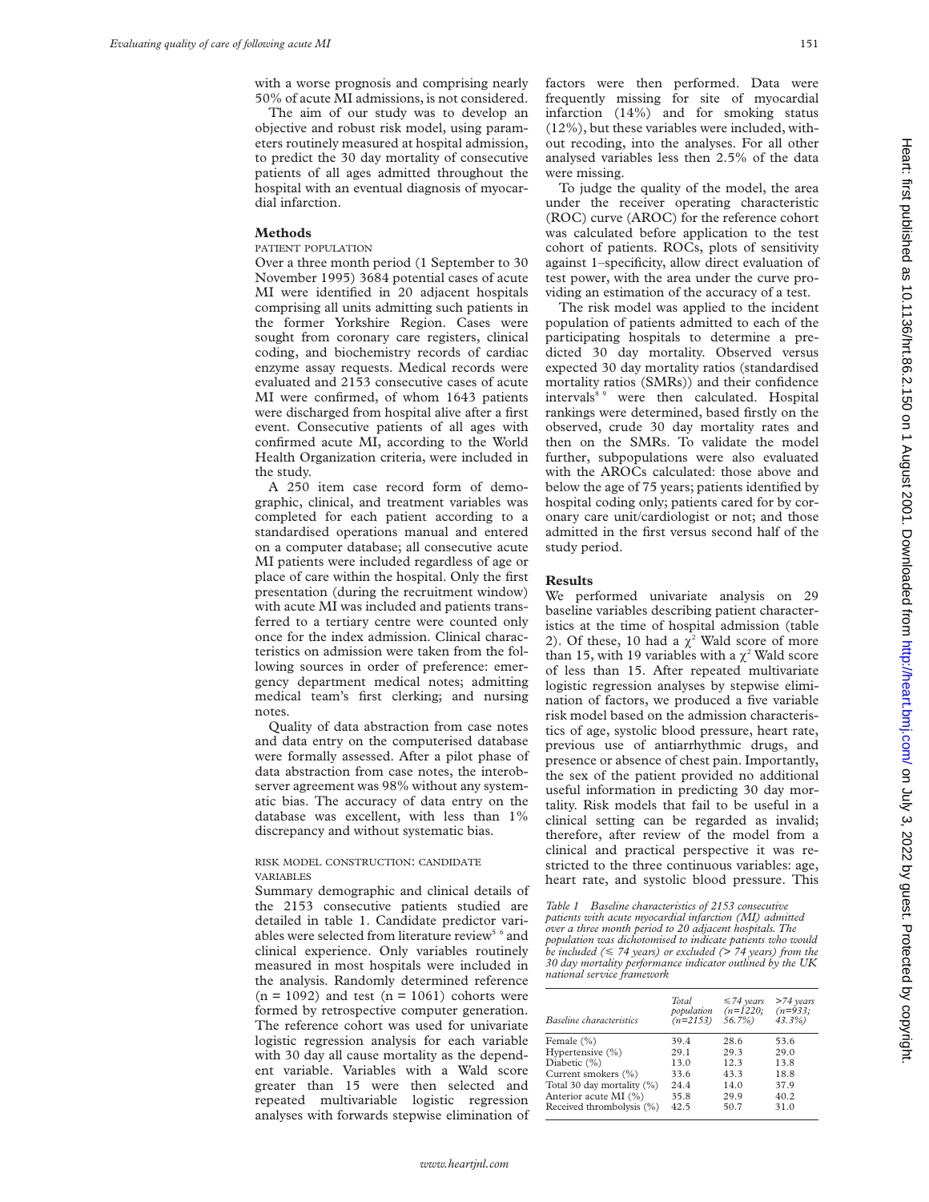with a worse prognosis and comprising nearly 50% of acute MI admissions, is not considered.

The aim of our study was to develop an objective and robust risk model, using parameters routinely measured at hospital admission, to predict the 30 day mortality of consecutive patients of all ages admitted throughout the hospital with an eventual diagnosis of myocardial infarction.

## Methods

### PATIENT POPULATION

Over a three month period (1 September to 30 November 1995) 3684 potential cases of acute MI were identified in 20 adjacent hospitals comprising all units admitting such patients in the former Yorkshire Region. Cases were sought from coronary care registers, clinical coding, and biochemistry records of cardiac enzyme assay requests. Medical records were evaluated and 2153 consecutive cases of acute MI were confirmed, of whom 1643 patients were discharged from hospital alive after a first event. Consecutive patients of all ages with confirmed acute MI, according to the World Health Organization criteria, were included in the study.

A 250 item case record form of demographic, clinical, and treatment variables was completed for each patient according to a standardised operations manual and entered on a computer database; all consecutive acute MI patients were included regardless of age or place of care within the hospital. Only the first presentation (during the recruitment window) with acute MI was included and patients transferred to a tertiary centre were counted only once for the index admission. Clinical characteristics on admission were taken from the following sources in order of preference: emergency department medical notes; admitting medical team's first clerking; and nursing notes.

Quality of data abstraction from case notes and data entry on the computerised database were formally assessed. After a pilot phase of data abstraction from case notes, the interobserver agreement was 98% without any systematic bias. The accuracy of data entry on the database was excellent, with less than 1% discrepancy and without systematic bias.

### RISK MODEL CONSTRUCTION: CANDIDATE VARIABLES

Summary demographic and clinical details of the 2153 consecutive patients studied are detailed in table 1. Candidate predictor variables were selected from literature review[5 6] and clinical experience. Only variables routinely measured in most hospitals were included in the analysis. Randomly determined reference (n = 1092) and test (n = 1061) cohorts were formed by retrospective computer generation. The reference cohort was used for univariate logistic regression analysis for each variable with 30 day all cause mortality as the dependent variable. Variables with a Wald score greater than 15 were then selected and repeated multivariable logistic regression analyses with forwards stepwise elimination of factors were then performed. Data were frequently missing for site of myocardial infarction (14%) and for smoking status (12%), but these variables were included, without recoding, into the analyses. For all other analysed variables less then 2.5% of the data were missing.

To judge the quality of the model, the area under the receiver operating characteristic (ROC) curve (AROC) for the reference cohort was calculated before application to the test cohort of patients. ROCs, plots of sensitivity against 1–specificity, allow direct evaluation of test power, with the area under the curve providing an estimation of the accuracy of a test.

The risk model was applied to the incident population of patients admitted to each of the participating hospitals to determine a predicted 30 day mortality. Observed versus expected 30 day mortality ratios (standardised mortality ratios (SMRs)) and their confidence intervals[8 9] were then calculated. Hospital rankings were determined, based firstly on the observed, crude 30 day mortality rates and then on the SMRs. To validate the model further, subpopulations were also evaluated with the AROCs calculated: those above and below the age of 75 years; patients identified by hospital coding only; patients cared for by coronary care unit/cardiologist or not; and those admitted in the first versus second half of the study period.

## Results

We performed univariate analysis on 29 baseline variables describing patient characteristics at the time of hospital admission (table 2). Of these, 10 had a $\chi^2$ Wald score of more than 15, with 19 variables with a $\chi^2$ Wald score of less than 15. After repeated multivariate logistic regression analyses by stepwise elimination of factors, we produced a five variable risk model based on the admission characteristics of age, systolic blood pressure, heart rate, previous use of antiarrhythmic drugs, and presence or absence of chest pain. Importantly, the sex of the patient provided no additional useful information in predicting 30 day mortality. Risk models that fail to be useful in a clinical setting can be regarded as invalid; therefore, after review of the model from a clinical and practical perspective it was restricted to the three continuous variables: age, heart rate, and systolic blood pressure. This

*Table 1 Baseline characteristics of 2153 consecutive patients with acute myocardial infarction (MI) admitted over a three month period to 20 adjacent hospitals. The population was dichotomised to indicate patients who would be included (≤ 74 years) or excluded (> 74 years) from the 30 day mortality performance indicator outlined by the UK national service framework*

| Baseline characteristics | Total population (n=2153) | ≤74 years (n=1220; 56.7%) | >74 years (n=933; 43.3%) |
|---|---|---|---|
| Female (%) | 39.4 | 28.6 | 53.6 |
| Hypertensive (%) | 29.1 | 29.3 | 29.0 |
| Diabetic (%) | 13.0 | 12.3 | 13.8 |
| Current smokers (%) | 33.6 | 43.3 | 18.8 |
| Total 30 day mortality (%) | 24.4 | 14.0 | 37.9 |
| Anterior acute MI (%) | 35.8 | 29.9 | 40.2 |
| Received thrombolysis (%) | 42.5 | 50.7 | 31.0 |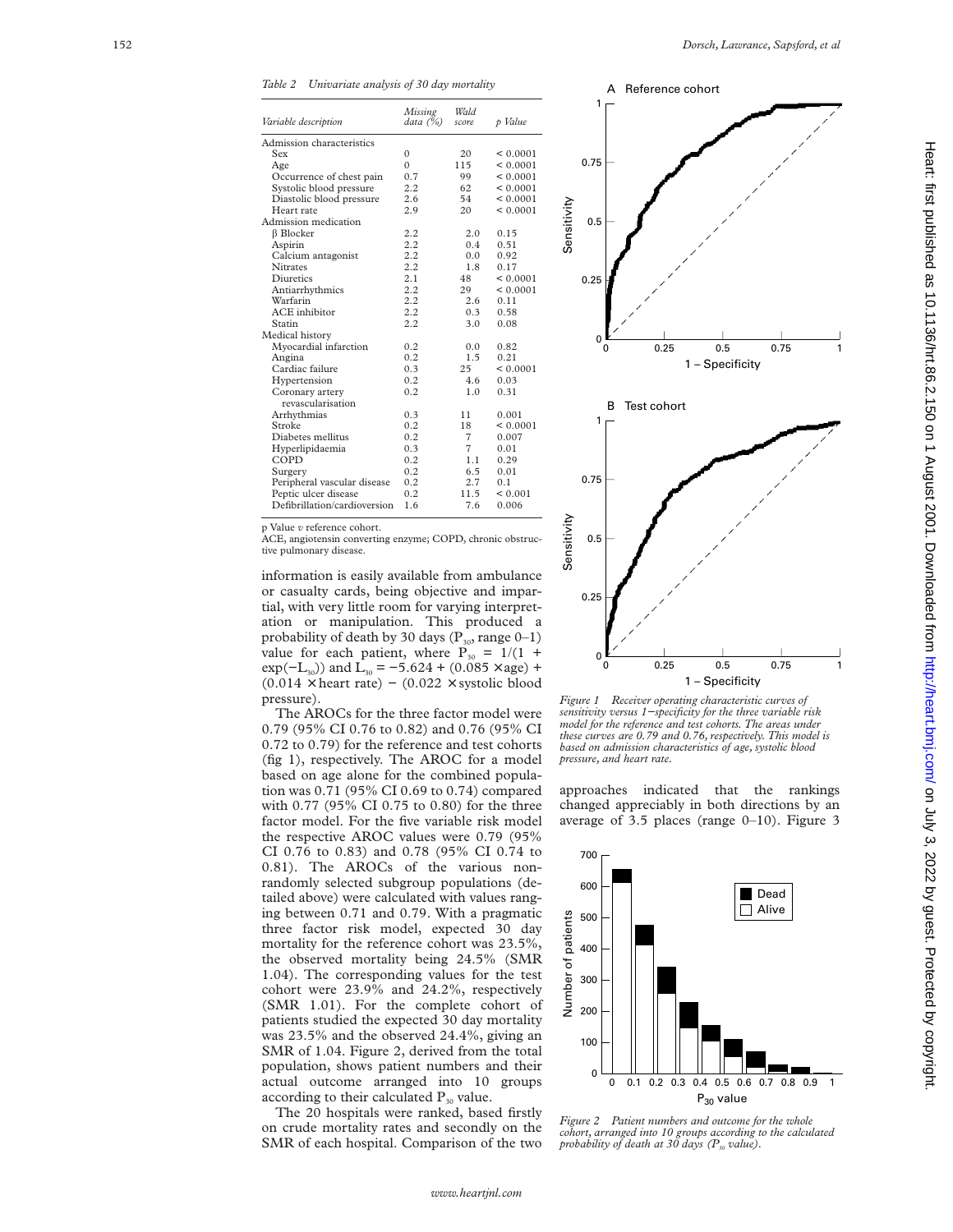*Table 2 Univariate analysis of 30 day mortality*

| Variable description | Missing data (%) | Wald score | p Value |
|---|---|---|---|
| Admission characteristics | | | |
| Sex | 0 | 20 | < 0.0001 |
| Age | 0 | 115 | < 0.0001 |
| Occurrence of chest pain | 0.7 | 99 | < 0.0001 |
| Systolic blood pressure | 2.2 | 62 | < 0.0001 |
| Diastolic blood pressure | 2.6 | 54 | < 0.0001 |
| Heart rate | 2.9 | 20 | < 0.0001 |
| Admission medication | | | |
| β Blocker | 2.2 | 2.0 | 0.15 |
| Aspirin | 2.2 | 0.4 | 0.51 |
| Calcium antagonist | 2.2 | 0.0 | 0.92 |
| Nitrates | 2.2 | 1.8 | 0.17 |
| Diuretics | 2.1 | 48 | < 0.0001 |
| Antiarrhythmics | 2.2 | 29 | < 0.0001 |
| Warfarin | 2.2 | 2.6 | 0.11 |
| ACE inhibitor | 2.2 | 0.3 | 0.58 |
| Statin | 2.2 | 3.0 | 0.08 |
| Medical history | | | |
| Myocardial infarction | 0.2 | 0.0 | 0.82 |
| Angina | 0.2 | 1.5 | 0.21 |
| Cardiac failure | 0.3 | 25 | < 0.0001 |
| Hypertension | 0.2 | 4.6 | 0.03 |
| Coronary artery revascularisation | 0.2 | 1.0 | 0.31 |
| Arrhythmias | 0.3 | 11 | 0.001 |
| Stroke | 0.2 | 18 | < 0.0001 |
| Diabetes mellitus | 0.2 | 7 | 0.007 |
| Hyperlipidaemia | 0.3 | 7 | 0.01 |
| COPD | 0.2 | 1.1 | 0.29 |
| Surgery | 0.2 | 6.5 | 0.01 |
| Peripheral vascular disease | 0.2 | 2.7 | 0.1 |
| Peptic ulcer disease | 0.2 | 11.5 | < 0.001 |
| Defibrillation/cardioversion | 1.6 | 7.6 | 0.006 |

p Value *v* reference cohort.
ACE, angiotensin converting enzyme; COPD, chronic obstructive pulmonary disease.

information is easily available from ambulance or casualty cards, being objective and impartial, with very little room for varying interpretation or manipulation. This produced a probability of death by 30 days ($P_{30}$, range 0–1) value for each patient, where $P_{30} = 1/(1 + \exp(-L_{30}))$ and $L_{30} = -5.624 + (0.085 \times \text{age}) + (0.014 \times \text{heart rate}) - (0.022 \times \text{systolic blood pressure})$.

The AROCs for the three factor model were 0.79 (95% CI 0.76 to 0.82) and 0.76 (95% CI 0.72 to 0.79) for the reference and test cohorts (fig 1), respectively. The AROC for a model based on age alone for the combined population was 0.71 (95% CI 0.69 to 0.74) compared with 0.77 (95% CI 0.75 to 0.80) for the three factor model. For the five variable risk model the respective AROC values were 0.79 (95% CI 0.76 to 0.83) and 0.78 (95% CI 0.74 to 0.81). The AROCs of the various non-randomly selected subgroup populations (detailed above) were calculated with values ranging between 0.71 and 0.79. With a pragmatic three factor risk model, expected 30 day mortality for the reference cohort was 23.5%, the observed mortality being 24.5% (SMR 1.04). The corresponding values for the test cohort were 23.9% and 24.2%, respectively (SMR 1.01). For the complete cohort of patients studied the expected 30 day mortality was 23.5% and the observed 24.4%, giving an SMR of 1.04. Figure 2, derived from the total population, shows patient numbers and their actual outcome arranged into 10 groups according to their calculated $P_{30}$ value.

The 20 hospitals were ranked, based firstly on crude mortality rates and secondly on the SMR of each hospital. Comparison of the two approaches indicated that the rankings changed appreciably in both directions by an average of 3.5 places (range 0–10). Figure 3

*Figure 1 Receiver operating characteristic curves of sensitivity versus 1−specificity for the three variable risk model for the reference and test cohorts. The areas under these curves are 0.79 and 0.76, respectively. This model is based on admission characteristics of age, systolic blood pressure, and heart rate.*

*Figure 2 Patient numbers and outcome for the whole cohort, arranged into 10 groups according to the calculated probability of death at 30 days ($P_{30}$ value).*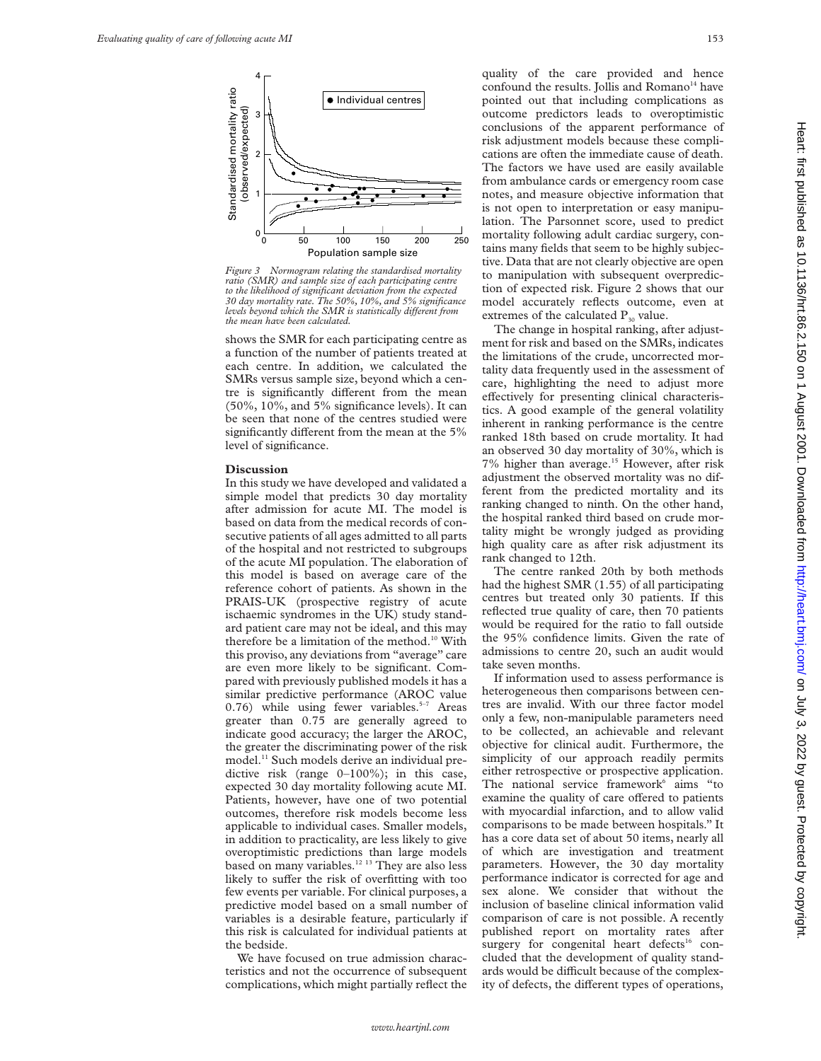*Figure 3 Normogram relating the standardised mortality ratio (SMR) and sample size of each participating centre to the likelihood of significant deviation from the expected 30 day mortality rate. The 50%, 10%, and 5% significance levels beyond which the SMR is statistically different from the mean have been calculated.*

shows the SMR for each participating centre as a function of the number of patients treated at each centre. In addition, we calculated the SMRs versus sample size, beyond which a centre is significantly different from the mean (50%, 10%, and 5% significance levels). It can be seen that none of the centres studied were significantly different from the mean at the 5% level of significance.

## Discussion

In this study we have developed and validated a simple model that predicts 30 day mortality after admission for acute MI. The model is based on data from the medical records of consecutive patients of all ages admitted to all parts of the hospital and not restricted to subgroups of the acute MI population. The elaboration of this model is based on average care of the reference cohort of patients. As shown in the PRAIS-UK (prospective registry of acute ischaemic syndromes in the UK) study standard patient care may not be ideal, and this may therefore be a limitation of the method.[10] With this proviso, any deviations from "average" care are even more likely to be significant. Compared with previously published models it has a similar predictive performance (AROC value 0.76) while using fewer variables.[5–7] Areas greater than 0.75 are generally agreed to indicate good accuracy; the larger the AROC, the greater the discriminating power of the risk model.[11] Such models derive an individual predictive risk (range 0–100%); in this case, expected 30 day mortality following acute MI. Patients, however, have one of two potential outcomes, therefore risk models become less applicable to individual cases. Smaller models, in addition to practicality, are less likely to give overoptimistic predictions than large models based on many variables.[12 13] They are also less likely to suffer the risk of overfitting with too few events per variable. For clinical purposes, a predictive model based on a small number of variables is a desirable feature, particularly if this risk is calculated for individual patients at the bedside.

We have focused on true admission characteristics and not the occurrence of subsequent complications, which might partially reflect the quality of the care provided and hence confound the results. Jollis and Romano[14] have pointed out that including complications as outcome predictors leads to overoptimistic conclusions of the apparent performance of risk adjustment models because these complications are often the immediate cause of death. The factors we have used are easily available from ambulance cards or emergency room case notes, and measure objective information that is not open to interpretation or easy manipulation. The Parsonnet score, used to predict mortality following adult cardiac surgery, contains many fields that seem to be highly subjective. Data that are not clearly objective are open to manipulation with subsequent overprediction of expected risk. Figure 2 shows that our model accurately reflects outcome, even at extremes of the calculated $P_{30}$ value.

The change in hospital ranking, after adjustment for risk and based on the SMRs, indicates the limitations of the crude, uncorrected mortality data frequently used in the assessment of care, highlighting the need to adjust more effectively for presenting clinical characteristics. A good example of the general volatility inherent in ranking performance is the centre ranked 18th based on crude mortality. It had an observed 30 day mortality of 30%, which is 7% higher than average.[15] However, after risk adjustment the observed mortality was no different from the predicted mortality and its ranking changed to ninth. On the other hand, the hospital ranked third based on crude mortality might be wrongly judged as providing high quality care as after risk adjustment its rank changed to 12th.

The centre ranked 20th by both methods had the highest SMR (1.55) of all participating centres but treated only 30 patients. If this reflected true quality of care, then 70 patients would be required for the ratio to fall outside the 95% confidence limits. Given the rate of admissions to centre 20, such an audit would take seven months.

If information used to assess performance is heterogeneous then comparisons between centres are invalid. With our three factor model only a few, non-manipulable parameters need to be collected, an achievable and relevant objective for clinical audit. Furthermore, the simplicity of our approach readily permits either retrospective or prospective application. The national service framework[6] aims "to examine the quality of care offered to patients with myocardial infarction, and to allow valid comparisons to be made between hospitals." It has a core data set of about 50 items, nearly all of which are investigation and treatment parameters. However, the 30 day mortality performance indicator is corrected for age and sex alone. We consider that without the inclusion of baseline clinical information valid comparison of care is not possible. A recently published report on mortality rates after surgery for congenital heart defects[16] concluded that the development of quality standards would be difficult because of the complexity of defects, the different types of operations,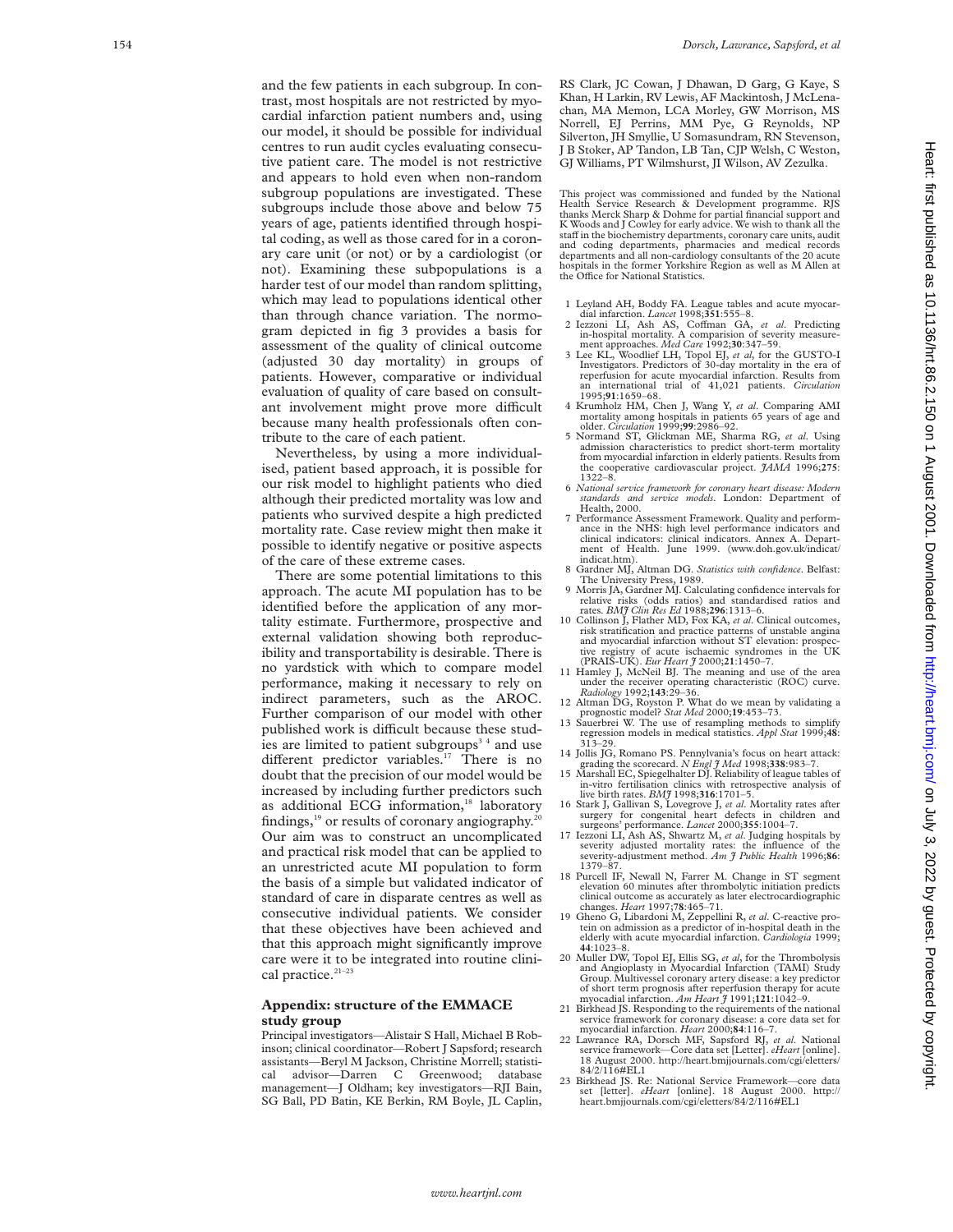and the few patients in each subgroup. In contrast, most hospitals are not restricted by myocardial infarction patient numbers and, using our model, it should be possible for individual centres to run audit cycles evaluating consecutive patient care. The model is not restrictive and appears to hold even when non-random subgroup populations are investigated. These subgroups include those above and below 75 years of age, patients identified through hospital coding, as well as those cared for in a coronary care unit (or not) or by a cardiologist (or not). Examining these subpopulations is a harder test of our model than random splitting, which may lead to populations identical other than through chance variation. The normogram depicted in fig 3 provides a basis for assessment of the quality of clinical outcome (adjusted 30 day mortality) in groups of patients. However, comparative or individual evaluation of quality of care based on consultant involvement might prove more difficult because many health professionals often contribute to the care of each patient.

Nevertheless, by using a more individualised, patient based approach, it is possible for our risk model to highlight patients who died although their predicted mortality was low and patients who survived despite a high predicted mortality rate. Case review might then make it possible to identify negative or positive aspects of the care of these extreme cases.

There are some potential limitations to this approach. The acute MI population has to be identified before the application of any mortality estimate. Furthermore, prospective and external validation showing both reproducibility and transportability is desirable. There is no yardstick with which to compare model performance, making it necessary to rely on indirect parameters, such as the AROC. Further comparison of our model with other published work is difficult because these studies are limited to patient subgroups[3 4] and use different predictor variables.[17] There is no doubt that the precision of our model would be increased by including further predictors such as additional ECG information,[18] laboratory findings,[19] or results of coronary angiography.[20] Our aim was to construct an uncomplicated and practical risk model that can be applied to an unrestricted acute MI population to form the basis of a simple but validated indicator of standard of care in disparate centres as well as consecutive individual patients. We consider that these objectives have been achieved and that this approach might significantly improve care were it to be integrated into routine clinical practice.[21–23]

## Appendix: structure of the EMMACE study group

Principal investigators—Alistair S Hall, Michael B Robinson; clinical coordinator—Robert J Sapsford; research assistants—Beryl M Jackson, Christine Morrell; statistical advisor—Darren C Greenwood; database management—J Oldham; key investigators—RJI Bain, SG Ball, PD Batin, KE Berkin, RM Boyle, JL Caplin, RS Clark, JC Cowan, J Dhawan, D Garg, G Kaye, S Khan, H Larkin, RV Lewis, AF Mackintosh, J McLenachan, MA Memon, LCA Morley, GW Morrison, MS Norrell, EJ Perrins, MM Pye, G Reynolds, NP Silverton, JH Smyllie, U Somasundram, RN Stevenson, J B Stoker, AP Tandon, LB Tan, CJP Welsh, C Weston, GJ Williams, PT Wilmshurst, JI Wilson, AV Zezulka.

This project was commissioned and funded by the National Health Service Research & Development programme. RJS thanks Merck Sharp & Dohme for partial financial support and K Woods and J Cowley for early advice. We wish to thank all the staff in the biochemistry departments, coronary care units, audit and coding departments, pharmacies and medical records departments and all non-cardiology consultants of the 20 acute hospitals in the former Yorkshire Region as well as M Allen at the Office for National Statistics.

1. Leyland AH, Boddy FA. League tables and acute myocardial infarction. *Lancet* 1998;**351**:555–8.
2. Iezzoni LI, Ash AS, Coffman GA, *et al*. Predicting in-hospital mortality. A comparision of severity measurement approaches. *Med Care* 1992;**30**:347–59.
3. Lee KL, Woodlief LH, Topol EJ, *et al*, for the GUSTO-I Investigators. Predictors of 30-day mortality in the era of reperfusion for acute myocardial infarction. Results from an international trial of 41,021 patients. *Circulation* 1995;**91**:1659–68.
4. Krumholz HM, Chen J, Wang Y, *et al*. Comparing AMI mortality among hospitals in patients 65 years of age and older. *Circulation* 1999;**99**:2986–92.
5. Normand ST, Glickman ME, Sharma RG, *et al*. Using admission characteristics to predict short-term mortality from myocardial infarction in elderly patients. Results from the cooperative cardiovascular project. *JAMA* 1996;**275**: 1322–8.
6. *National service framework for coronary heart disease: Modern standards and service models*. London: Department of Health, 2000.
7. Performance Assessment Framework. Quality and performance in the NHS: high level performance indicators and clinical indicators: clinical indicators. Annex A. Department of Health. June 1999. (www.doh.gov.uk/indicat/ indicat.htm).
8. Gardner MJ, Altman DG. *Statistics with confidence*. Belfast: The University Press, 1989.
9. Morris JA, Gardner MJ. Calculating confidence intervals for relative risks (odds ratios) and standardised ratios and rates. *BMJ Clin Res Ed* 1988;**296**:1313–6.
10. Collinson J, Flather MD, Fox KA, *et al*. Clinical outcomes, risk stratification and practice patterns of unstable angina and myocardial infarction without ST elevation: prospective registry of acute ischaemic syndromes in the UK (PRAIS-UK). *Eur Heart J* 2000;**21**:1450–7.
11. Hamley J, McNeil BJ. The meaning and use of the area under the receiver operating characteristic (ROC) curve. *Radiology* 1992;**143**:29–36.
12. Altman DG, Royston P. What do we mean by validating a prognostic model? *Stat Med* 2000;**19**:453–73.
13. Sauerbrei W. The use of resampling methods to simplify regression models in medical statistics. *Appl Stat* 1999;**48**: 313–29.
14. Jollis JG, Romano PS. Pennylvania's focus on heart attack: grading the scorecard. *N Engl J Med* 1998;**338**:983–7.
15. Marshall EC, Spiegelhalter DJ. Reliability of league tables of in-vitro fertilisation clinics with retrospective analysis of live birth rates. *BMJ* 1998;**316**:1701–5.
16. Stark J, Gallivan S, Lovegrove J, *et al*. Mortality rates after surgery for congenital heart defects in children and surgeons' performance. *Lancet* 2000;**355**:1004–7.
17. Iezzoni LI, Ash AS, Shwartz M, *et al*. Judging hospitals by severity adjusted mortality rates: the influence of the severity-adjustment method. *Am J Public Health* 1996;**86**: 1379–87.
18. Purcell IF, Newall N, Farrer M. Change in ST segment elevation 60 minutes after thrombolytic initiation predicts clinical outcome as accurately as later electrocardiographic changes. *Heart* 1997;**78**:465–71.
19. Gheno G, Libardoni M, Zeppellini R, *et al*. C-reactive protein on admission as a predictor of in-hospital death in the elderly with acute myocardial infarction. *Cardiologia* 1999; **44**:1023–8.
20. Muller DW, Topol EJ, Ellis SG, *et al*, for the Thrombolysis and Angioplasty in Myocardial Infarction (TAMI) Study Group. Multivessel coronary artery disease: a key predictor of short term prognosis after reperfusion therapy for acute myocardial infarction. *Am Heart J* 1991;**121**:1042–9.
21. Birkhead JS. Responding to the requirements of the national service framework for coronary disease: a core data set for myocardial infarction. *Heart* 2000;**84**:116–7.
22. Lawrance RA, Dorsch MF, Sapsford RJ, *et al*. National service framework—Core data set [Letter]. *eHeart* [online]. 18 August 2000. http://heart.bmjjournals.com/cgi/eletters/ 84/2/116#EL1
23. Birkhead JS. Re: National Service Framework—core data set [letter]. *eHeart* [online]. 18 August 2000. http:// heart.bmjjournals.com/cgi/eletters/84/2/116#EL1